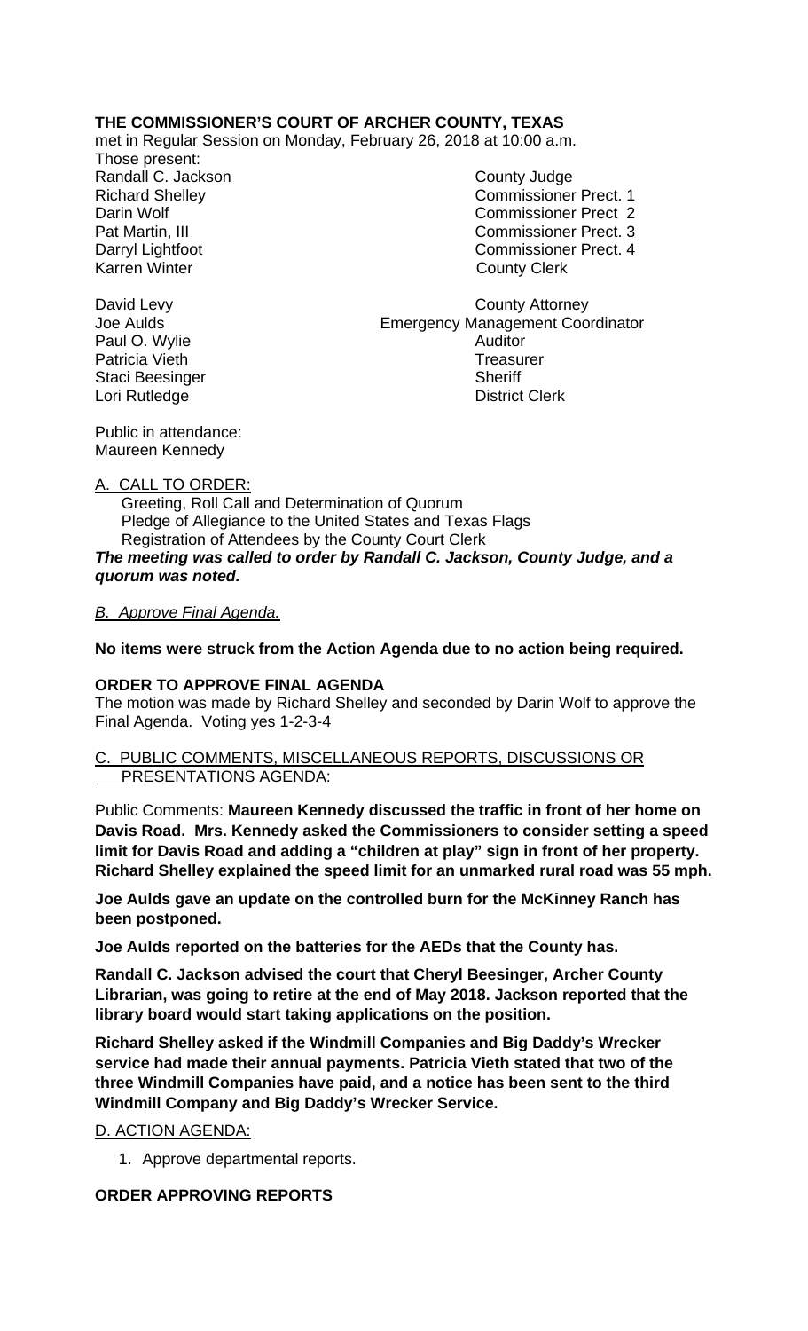**THE COMMISSIONER'S COURT OF ARCHER COUNTY, TEXAS**

met in Regular Session on Monday, February 26, 2018 at 10:00 a.m.

Those present:

| | |
|---|---|
| Randall C. Jackson | County Judge |
| Richard Shelley | Commissioner Prect. 1 |
| Darin Wolf | Commissioner Prect 2 |
| Pat Martin, III | Commissioner Prect. 3 |
| Darryl Lightfoot | Commissioner Prect. 4 |
| Karren Winter | County Clerk |
| | |
| David Levy | County Attorney |
| Joe Aulds | Emergency Management Coordinator |
| Paul O. Wylie | Auditor |
| Patricia Vieth | Treasurer |
| Staci Beesinger | Sheriff |
| Lori Rutledge | District Clerk |

Public in attendance:
Maureen Kennedy

A. CALL TO ORDER:

Greeting, Roll Call and Determination of Quorum
Pledge of Allegiance to the United States and Texas Flags
Registration of Attendees by the County Court Clerk

***The meeting was called to order by Randall C. Jackson, County Judge, and a quorum was noted.***

*B. Approve Final Agenda.*

**No items were struck from the Action Agenda due to no action being required.**

**ORDER TO APPROVE FINAL AGENDA**

The motion was made by Richard Shelley and seconded by Darin Wolf to approve the Final Agenda. Voting yes 1-2-3-4

C. PUBLIC COMMENTS, MISCELLANEOUS REPORTS, DISCUSSIONS OR PRESENTATIONS AGENDA:

Public Comments: **Maureen Kennedy discussed the traffic in front of her home on Davis Road. Mrs. Kennedy asked the Commissioners to consider setting a speed limit for Davis Road and adding a "children at play" sign in front of her property. Richard Shelley explained the speed limit for an unmarked rural road was 55 mph.**

**Joe Aulds gave an update on the controlled burn for the McKinney Ranch has been postponed.**

**Joe Aulds reported on the batteries for the AEDs that the County has.**

**Randall C. Jackson advised the court that Cheryl Beesinger, Archer County Librarian, was going to retire at the end of May 2018. Jackson reported that the library board would start taking applications on the position.**

**Richard Shelley asked if the Windmill Companies and Big Daddy's Wrecker service had made their annual payments. Patricia Vieth stated that two of the three Windmill Companies have paid, and a notice has been sent to the third Windmill Company and Big Daddy's Wrecker Service.**

D. ACTION AGENDA:

1. Approve departmental reports.

**ORDER APPROVING REPORTS**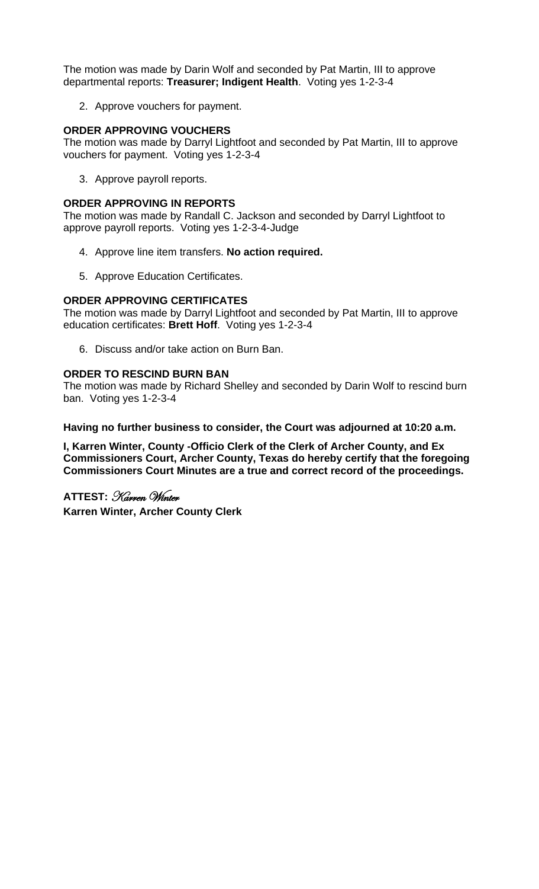The motion was made by Darin Wolf and seconded by Pat Martin, III to approve departmental reports: **Treasurer; Indigent Health**. Voting yes 1-2-3-4

2. Approve vouchers for payment.

**ORDER APPROVING VOUCHERS**
The motion was made by Darryl Lightfoot and seconded by Pat Martin, III to approve vouchers for payment. Voting yes 1-2-3-4

3. Approve payroll reports.

**ORDER APPROVING IN REPORTS**
The motion was made by Randall C. Jackson and seconded by Darryl Lightfoot to approve payroll reports. Voting yes 1-2-3-4-Judge

4. Approve line item transfers. **No action required.**

5. Approve Education Certificates.

**ORDER APPROVING CERTIFICATES**
The motion was made by Darryl Lightfoot and seconded by Pat Martin, III to approve education certificates: **Brett Hoff**. Voting yes 1-2-3-4

6. Discuss and/or take action on Burn Ban.

**ORDER TO RESCIND BURN BAN**
The motion was made by Richard Shelley and seconded by Darin Wolf to rescind burn ban. Voting yes 1-2-3-4

**Having no further business to consider, the Court was adjourned at 10:20 a.m.**

**I, Karren Winter, County -Officio Clerk of the Clerk of Archer County, and Ex Commissioners Court, Archer County, Texas do hereby certify that the foregoing Commissioners Court Minutes are a true and correct record of the proceedings.**

**ATTEST:** *Karren Winter*
**Karren Winter, Archer County Clerk**